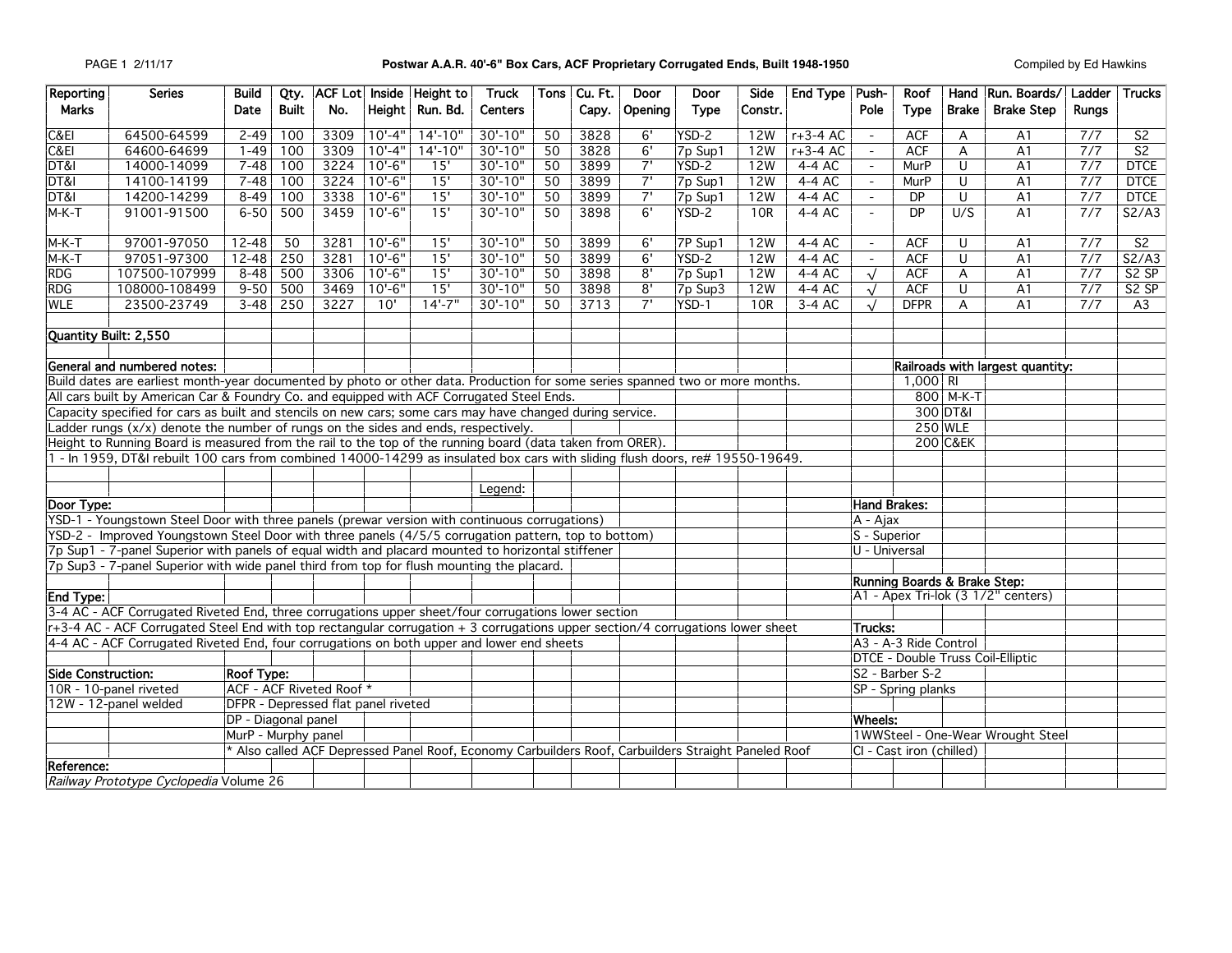# Postwar A.A.R. 40'-6" Box Cars, ACF Proprietary Corrugated Ends, Built 1948-1950

Compiled by Ed Hawkins

| Reporting Marks | Series | Build Date | Qty. Built | ACF Lot No. | Inside Height | Height to Run. Bd. | Truck Centers | Tons | Cu. Ft. Capy. | Door Opening | Door Type | Side Constr. | End Type | Push-Pole | Roof Type | Hand Brake | Run. Boards/ Brake Step | Ladder Rungs | Trucks |
|---|---|---|---|---|---|---|---|---|---|---|---|---|---|---|---|---|---|---|---|
| C&EI | 64500-64599 | 2-49 | 100 | 3309 | 10'-4" | 14'-10" | 30'-10" | 50 | 3828 | 6' | YSD-2 | 12W | r+3-4 AC | - | ACF | A | A1 | 7/7 | S2 |
| C&EI | 64600-64699 | 1-49 | 100 | 3309 | 10'-4" | 14'-10" | 30'-10" | 50 | 3828 | 6' | 7p Sup1 | 12W | r+3-4 AC | - | ACF | A | A1 | 7/7 | S2 |
| DT&I | 14000-14099 | 7-48 | 100 | 3224 | 10'-6" | 15' | 30'-10" | 50 | 3899 | 7' | YSD-2 | 12W | 4-4 AC | - | MurP | U | A1 | 7/7 | DTCE |
| DT&I | 14100-14199 | 7-48 | 100 | 3224 | 10'-6" | 15' | 30'-10" | 50 | 3899 | 7' | 7p Sup1 | 12W | 4-4 AC | - | MurP | U | A1 | 7/7 | DTCE |
| DT&I | 14200-14299 | 8-49 | 100 | 3338 | 10'-6" | 15' | 30'-10" | 50 | 3899 | 7' | 7p Sup1 | 12W | 4-4 AC | - | DP | U | A1 | 7/7 | DTCE |
| M-K-T | 91001-91500 | 6-50 | 500 | 3459 | 10'-6" | 15' | 30'-10" | 50 | 3898 | 6' | YSD-2 | 10R | 4-4 AC | - | DP | U/S | A1 | 7/7 | S2/A3 |
| M-K-T | 97001-97050 | 12-48 | 50 | 3281 | 10'-6" | 15' | 30'-10" | 50 | 3899 | 6' | 7P Sup1 | 12W | 4-4 AC | - | ACF | U | A1 | 7/7 | S2 |
| M-K-T | 97051-97300 | 12-48 | 250 | 3281 | 10'-6" | 15' | 30'-10" | 50 | 3899 | 6' | YSD-2 | 12W | 4-4 AC | - | ACF | U | A1 | 7/7 | S2/A3 |
| RDG | 107500-107999 | 8-48 | 500 | 3306 | 10'-6" | 15' | 30'-10" | 50 | 3898 | 8' | 7p Sup1 | 12W | 4-4 AC | √ | ACF | A | A1 | 7/7 | S2 SP |
| RDG | 108000-108499 | 9-50 | 500 | 3469 | 10'-6" | 15' | 30'-10" | 50 | 3898 | 8' | 7p Sup3 | 12W | 4-4 AC | √ | ACF | U | A1 | 7/7 | S2 SP |
| WLE | 23500-23749 | 3-48 | 250 | 3227 | 10' | 14'-7" | 30'-10" | 50 | 3713 | 7' | YSD-1 | 10R | 3-4 AC | √ | DFPR | A | A1 | 7/7 | A3 |

**Quantity Built: 2,550**

**General and numbered notes:**

Build dates are earliest month-year documented by photo or other data. Production for some series spanned two or more months.

All cars built by American Car & Foundry Co. and equipped with ACF Corrugated Steel Ends.

Capacity specified for cars as built and stencils on new cars; some cars may have changed during service.

Ladder rungs (x/x) denote the number of rungs on the sides and ends, respectively.

Height to Running Board is measured from the rail to the top of the running board (data taken from ORER).

1 - In 1959, DT&I rebuilt 100 cars from combined 14000-14299 as insulated box cars with sliding flush doors, re# 19550-19649.

**Railroads with largest quantity:**

| Qty. | Railroad |
|---|---|
| 1,000 | RI |
| 800 | M-K-T |
| 300 | DT&I |
| 250 | WLE |
| 200 | C&EK |

Legend:

**Door Type:**

YSD-1 - Youngstown Steel Door with three panels (prewar version with continuous corrugations)

YSD-2 - Improved Youngstown Steel Door with three panels (4/5/5 corrugation pattern, top to bottom)

7p Sup1 - 7-panel Superior with panels of equal width and placard mounted to horizontal stiffener

7p Sup3 - 7-panel Superior with wide panel third from top for flush mounting the placard.

**End Type:**

3-4 AC - ACF Corrugated Riveted End, three corrugations upper sheet/four corrugations lower section

r+3-4 AC - ACF Corrugated Steel End with top rectangular corrugation + 3 corrugations upper section/4 corrugations lower sheet

4-4 AC - ACF Corrugated Riveted End, four corrugations on both upper and lower end sheets

**Side Construction:**

10R - 10-panel riveted

12W - 12-panel welded

**Roof Type:**

ACF - ACF Riveted Roof *

DFPR - Depressed flat panel riveted

DP - Diagonal panel

MurP - Murphy panel

\* Also called ACF Depressed Panel Roof, Economy Carbuilders Roof, Carbuilders Straight Paneled Roof

**Hand Brakes:**

A - Ajax

S - Superior

U - Universal

**Running Boards & Brake Step:**

A1 - Apex Tri-lok (3 1/2" centers)

**Trucks:**

A3 - A-3 Ride Control

DTCE - Double Truss Coil-Elliptic

S2 - Barber S-2

SP - Spring planks

**Wheels:**

1WWSteel - One-Wear Wrought Steel

CI - Cast iron (chilled)

**Reference:**

*Railway Prototype Cyclopedia* Volume 26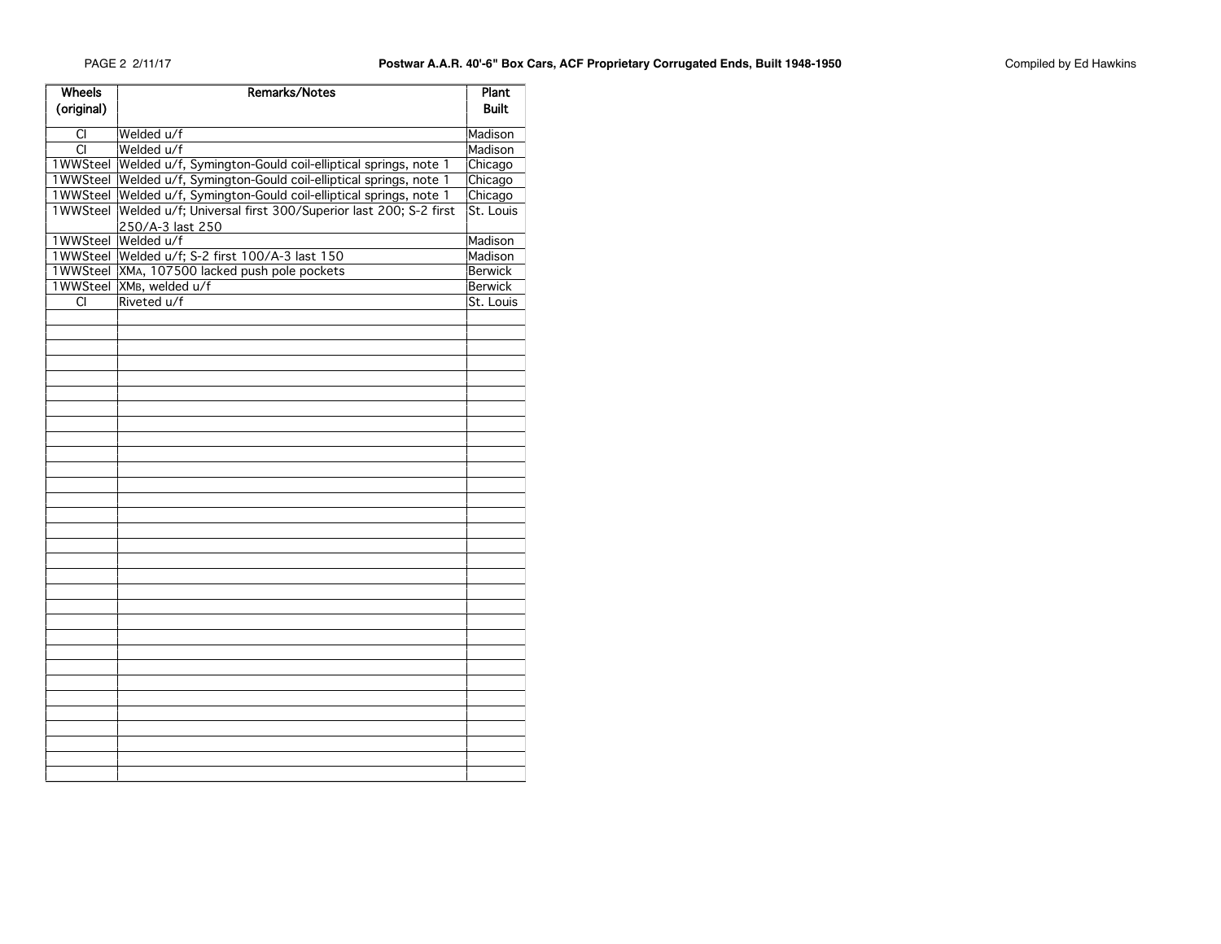| Wheels (original) | Remarks/Notes | Plant Built |
|---|---|---|
| CI | Welded u/f | Madison |
| CI | Welded u/f | Madison |
| 1WWSteel | Welded u/f, Symington-Gould coil-elliptical springs, note 1 | Chicago |
| 1WWSteel | Welded u/f, Symington-Gould coil-elliptical springs, note 1 | Chicago |
| 1WWSteel | Welded u/f, Symington-Gould coil-elliptical springs, note 1 | Chicago |
| 1WWSteel | Welded u/f; Universal first 300/Superior last 200; S-2 first 250/A-3 last 250 | St. Louis |
| 1WWSteel | Welded u/f | Madison |
| 1WWSteel | Welded u/f; S-2 first 100/A-3 last 150 | Madison |
| 1WWSteel | XMA, 107500 lacked push pole pockets | Berwick |
| 1WWSteel | XMB, welded u/f | Berwick |
| CI | Riveted u/f | St. Louis |